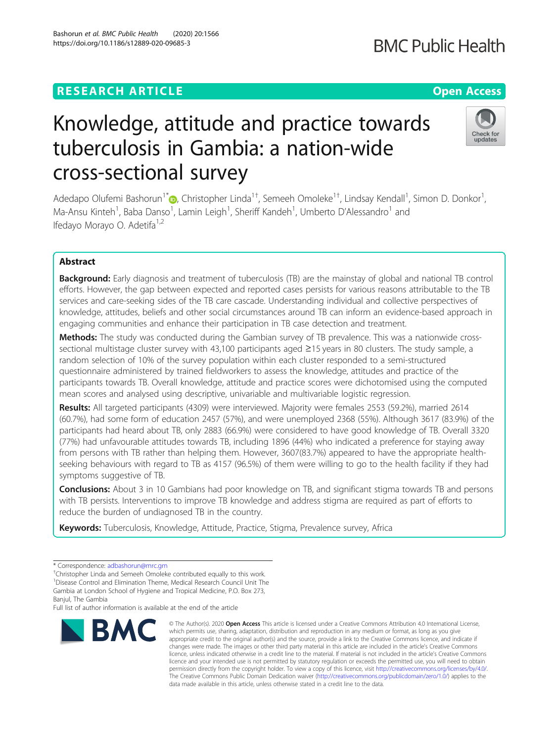RESEARCH ARTICLE

Open Access

# Knowledge, attitude and practice towards tuberculosis in Gambia: a nation-wide cross-sectional survey

Adedapo Olufemi Bashorun[1*], Christopher Linda[1†], Semeeh Omoleke[1†], Lindsay Kendall[1], Simon D. Donkor[1], Ma-Ansu Kinteh[1], Baba Danso[1], Lamin Leigh[1], Sheriff Kandeh[1], Umberto D'Alessandro[1] and Ifedayo Morayo O. Adetifa[1,2]

## Abstract

**Background:** Early diagnosis and treatment of tuberculosis (TB) are the mainstay of global and national TB control efforts. However, the gap between expected and reported cases persists for various reasons attributable to the TB services and care-seeking sides of the TB care cascade. Understanding individual and collective perspectives of knowledge, attitudes, beliefs and other social circumstances around TB can inform an evidence-based approach in engaging communities and enhance their participation in TB case detection and treatment.

**Methods:** The study was conducted during the Gambian survey of TB prevalence. This was a nationwide cross-sectional multistage cluster survey with 43,100 participants aged ≥15 years in 80 clusters. The study sample, a random selection of 10% of the survey population within each cluster responded to a semi-structured questionnaire administered by trained fieldworkers to assess the knowledge, attitudes and practice of the participants towards TB. Overall knowledge, attitude and practice scores were dichotomised using the computed mean scores and analysed using descriptive, univariable and multivariable logistic regression.

**Results:** All targeted participants (4309) were interviewed. Majority were females 2553 (59.2%), married 2614 (60.7%), had some form of education 2457 (57%), and were unemployed 2368 (55%). Although 3617 (83.9%) of the participants had heard about TB, only 2883 (66.9%) were considered to have good knowledge of TB. Overall 3320 (77%) had unfavourable attitudes towards TB, including 1896 (44%) who indicated a preference for staying away from persons with TB rather than helping them. However, 3607(83.7%) appeared to have the appropriate health-seeking behaviours with regard to TB as 4157 (96.5%) of them were willing to go to the health facility if they had symptoms suggestive of TB.

**Conclusions:** About 3 in 10 Gambians had poor knowledge on TB, and significant stigma towards TB and persons with TB persists. Interventions to improve TB knowledge and address stigma are required as part of efforts to reduce the burden of undiagnosed TB in the country.

**Keywords:** Tuberculosis, Knowledge, Attitude, Practice, Stigma, Prevalence survey, Africa

---

* Correspondence: adbashorun@mrc.gm
†Christopher Linda and Semeeh Omoleke contributed equally to this work.
[1]Disease Control and Elimination Theme, Medical Research Council Unit The Gambia at London School of Hygiene and Tropical Medicine, P.O. Box 273, Banjul, The Gambia
Full list of author information is available at the end of the article

© The Author(s). 2020 **Open Access** This article is licensed under a Creative Commons Attribution 4.0 International License, which permits use, sharing, adaptation, distribution and reproduction in any medium or format, as long as you give appropriate credit to the original author(s) and the source, provide a link to the Creative Commons licence, and indicate if changes were made. The images or other third party material in this article are included in the article's Creative Commons licence, unless indicated otherwise in a credit line to the material. If material is not included in the article's Creative Commons licence and your intended use is not permitted by statutory regulation or exceeds the permitted use, you will need to obtain permission directly from the copyright holder. To view a copy of this licence, visit http://creativecommons.org/licenses/by/4.0/. The Creative Commons Public Domain Dedication waiver (http://creativecommons.org/publicdomain/zero/1.0/) applies to the data made available in this article, unless otherwise stated in a credit line to the data.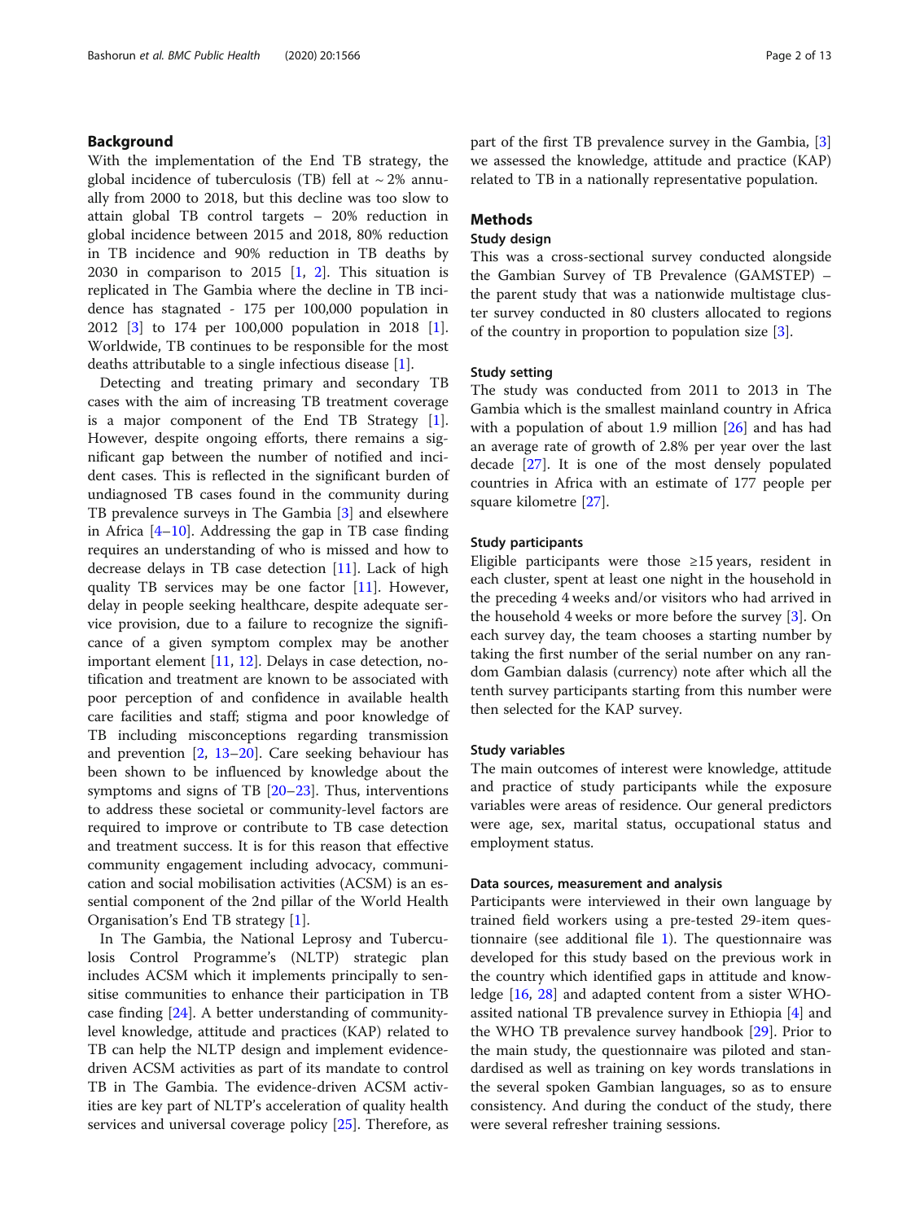## Background

With the implementation of the End TB strategy, the global incidence of tuberculosis (TB) fell at ~ 2% annually from 2000 to 2018, but this decline was too slow to attain global TB control targets – 20% reduction in global incidence between 2015 and 2018, 80% reduction in TB incidence and 90% reduction in TB deaths by 2030 in comparison to 2015 [1, 2]. This situation is replicated in The Gambia where the decline in TB incidence has stagnated - 175 per 100,000 population in 2012 [3] to 174 per 100,000 population in 2018 [1]. Worldwide, TB continues to be responsible for the most deaths attributable to a single infectious disease [1].

Detecting and treating primary and secondary TB cases with the aim of increasing TB treatment coverage is a major component of the End TB Strategy [1]. However, despite ongoing efforts, there remains a significant gap between the number of notified and incident cases. This is reflected in the significant burden of undiagnosed TB cases found in the community during TB prevalence surveys in The Gambia [3] and elsewhere in Africa [4–10]. Addressing the gap in TB case finding requires an understanding of who is missed and how to decrease delays in TB case detection [11]. Lack of high quality TB services may be one factor [11]. However, delay in people seeking healthcare, despite adequate service provision, due to a failure to recognize the significance of a given symptom complex may be another important element [11, 12]. Delays in case detection, notification and treatment are known to be associated with poor perception of and confidence in available health care facilities and staff; stigma and poor knowledge of TB including misconceptions regarding transmission and prevention [2, 13–20]. Care seeking behaviour has been shown to be influenced by knowledge about the symptoms and signs of TB [20–23]. Thus, interventions to address these societal or community-level factors are required to improve or contribute to TB case detection and treatment success. It is for this reason that effective community engagement including advocacy, communication and social mobilisation activities (ACSM) is an essential component of the 2nd pillar of the World Health Organisation's End TB strategy [1].

In The Gambia, the National Leprosy and Tuberculosis Control Programme's (NLTP) strategic plan includes ACSM which it implements principally to sensitise communities to enhance their participation in TB case finding [24]. A better understanding of community-level knowledge, attitude and practices (KAP) related to TB can help the NLTP design and implement evidence-driven ACSM activities as part of its mandate to control TB in The Gambia. The evidence-driven ACSM activities are key part of NLTP's acceleration of quality health services and universal coverage policy [25]. Therefore, as part of the first TB prevalence survey in the Gambia, [3] we assessed the knowledge, attitude and practice (KAP) related to TB in a nationally representative population.

## Methods

### Study design

This was a cross-sectional survey conducted alongside the Gambian Survey of TB Prevalence (GAMSTEP) – the parent study that was a nationwide multistage cluster survey conducted in 80 clusters allocated to regions of the country in proportion to population size [3].

### Study setting

The study was conducted from 2011 to 2013 in The Gambia which is the smallest mainland country in Africa with a population of about 1.9 million [26] and has had an average rate of growth of 2.8% per year over the last decade [27]. It is one of the most densely populated countries in Africa with an estimate of 177 people per square kilometre [27].

### Study participants

Eligible participants were those ≥15 years, resident in each cluster, spent at least one night in the household in the preceding 4 weeks and/or visitors who had arrived in the household 4 weeks or more before the survey [3]. On each survey day, the team chooses a starting number by taking the first number of the serial number on any random Gambian dalasis (currency) note after which all the tenth survey participants starting from this number were then selected for the KAP survey.

### Study variables

The main outcomes of interest were knowledge, attitude and practice of study participants while the exposure variables were areas of residence. Our general predictors were age, sex, marital status, occupational status and employment status.

### Data sources, measurement and analysis

Participants were interviewed in their own language by trained field workers using a pre-tested 29-item questionnaire (see additional file 1). The questionnaire was developed for this study based on the previous work in the country which identified gaps in attitude and knowledge [16, 28] and adapted content from a sister WHO-assited national TB prevalence survey in Ethiopia [4] and the WHO TB prevalence survey handbook [29]. Prior to the main study, the questionnaire was piloted and standardised as well as training on key words translations in the several spoken Gambian languages, so as to ensure consistency. And during the conduct of the study, there were several refresher training sessions.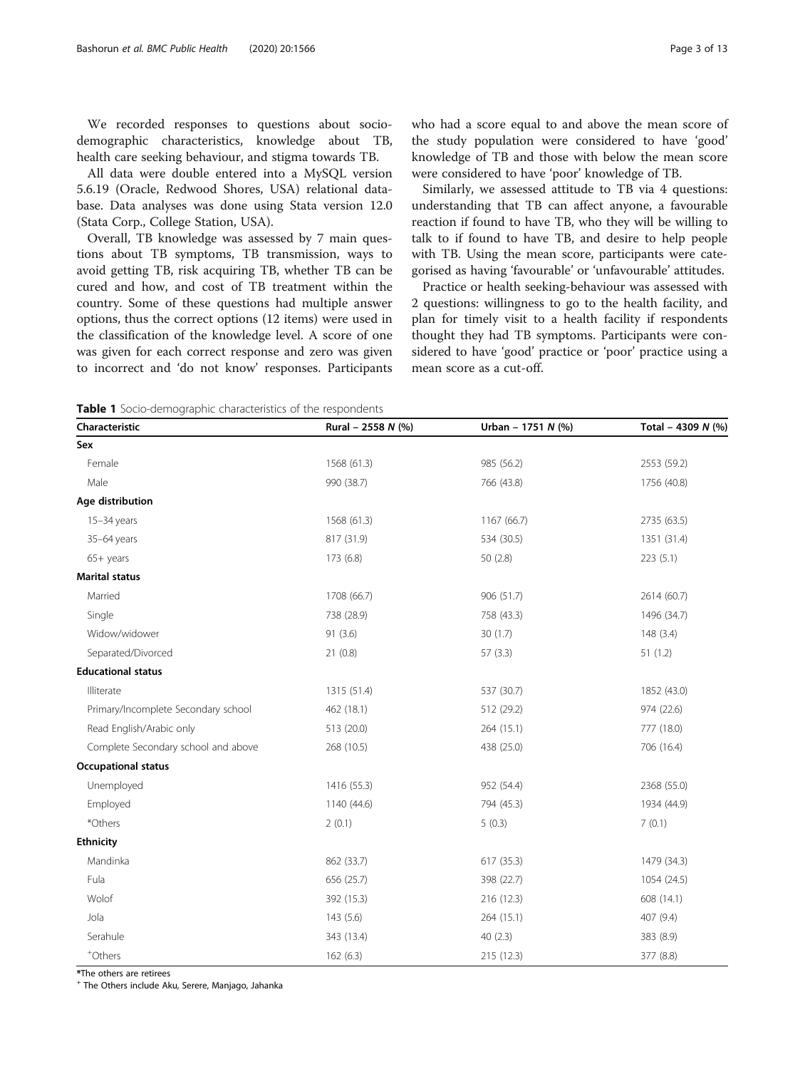We recorded responses to questions about socio-demographic characteristics, knowledge about TB, health care seeking behaviour, and stigma towards TB.

All data were double entered into a MySQL version 5.6.19 (Oracle, Redwood Shores, USA) relational database. Data analyses was done using Stata version 12.0 (Stata Corp., College Station, USA).

Overall, TB knowledge was assessed by 7 main questions about TB symptoms, TB transmission, ways to avoid getting TB, risk acquiring TB, whether TB can be cured and how, and cost of TB treatment within the country. Some of these questions had multiple answer options, thus the correct options (12 items) were used in the classification of the knowledge level. A score of one was given for each correct response and zero was given to incorrect and 'do not know' responses. Participants who had a score equal to and above the mean score of the study population were considered to have 'good' knowledge of TB and those with below the mean score were considered to have 'poor' knowledge of TB.

Similarly, we assessed attitude to TB via 4 questions: understanding that TB can affect anyone, a favourable reaction if found to have TB, who they will be willing to talk to if found to have TB, and desire to help people with TB. Using the mean score, participants were categorised as having 'favourable' or 'unfavourable' attitudes.

Practice or health seeking-behaviour was assessed with 2 questions: willingness to go to the health facility, and plan for timely visit to a health facility if respondents thought they had TB symptoms. Participants were considered to have 'good' practice or 'poor' practice using a mean score as a cut-off.

**Table 1** Socio-demographic characteristics of the respondents

| Characteristic | Rural – 2558 *N* (%) | Urban – 1751 *N* (%) | Total – 4309 *N* (%) |
|---|---|---|---|
| **Sex** | | | |
| Female | 1568 (61.3) | 985 (56.2) | 2553 (59.2) |
| Male | 990 (38.7) | 766 (43.8) | 1756 (40.8) |
| **Age distribution** | | | |
| 15–34 years | 1568 (61.3) | 1167 (66.7) | 2735 (63.5) |
| 35–64 years | 817 (31.9) | 534 (30.5) | 1351 (31.4) |
| 65+ years | 173 (6.8) | 50 (2.8) | 223 (5.1) |
| **Marital status** | | | |
| Married | 1708 (66.7) | 906 (51.7) | 2614 (60.7) |
| Single | 738 (28.9) | 758 (43.3) | 1496 (34.7) |
| Widow/widower | 91 (3.6) | 30 (1.7) | 148 (3.4) |
| Separated/Divorced | 21 (0.8) | 57 (3.3) | 51 (1.2) |
| **Educational status** | | | |
| Illiterate | 1315 (51.4) | 537 (30.7) | 1852 (43.0) |
| Primary/Incomplete Secondary school | 462 (18.1) | 512 (29.2) | 974 (22.6) |
| Read English/Arabic only | 513 (20.0) | 264 (15.1) | 777 (18.0) |
| Complete Secondary school and above | 268 (10.5) | 438 (25.0) | 706 (16.4) |
| **Occupational status** | | | |
| Unemployed | 1416 (55.3) | 952 (54.4) | 2368 (55.0) |
| Employed | 1140 (44.6) | 794 (45.3) | 1934 (44.9) |
| *Others | 2 (0.1) | 5 (0.3) | 7 (0.1) |
| **Ethnicity** | | | |
| Mandinka | 862 (33.7) | 617 (35.3) | 1479 (34.3) |
| Fula | 656 (25.7) | 398 (22.7) | 1054 (24.5) |
| Wolof | 392 (15.3) | 216 (12.3) | 608 (14.1) |
| Jola | 143 (5.6) | 264 (15.1) | 407 (9.4) |
| Serahule | 343 (13.4) | 40 (2.3) | 383 (8.9) |
| +Others | 162 (6.3) | 215 (12.3) | 377 (8.8) |

*The others are retirees
+ The Others include Aku, Serere, Manjago, Jahanka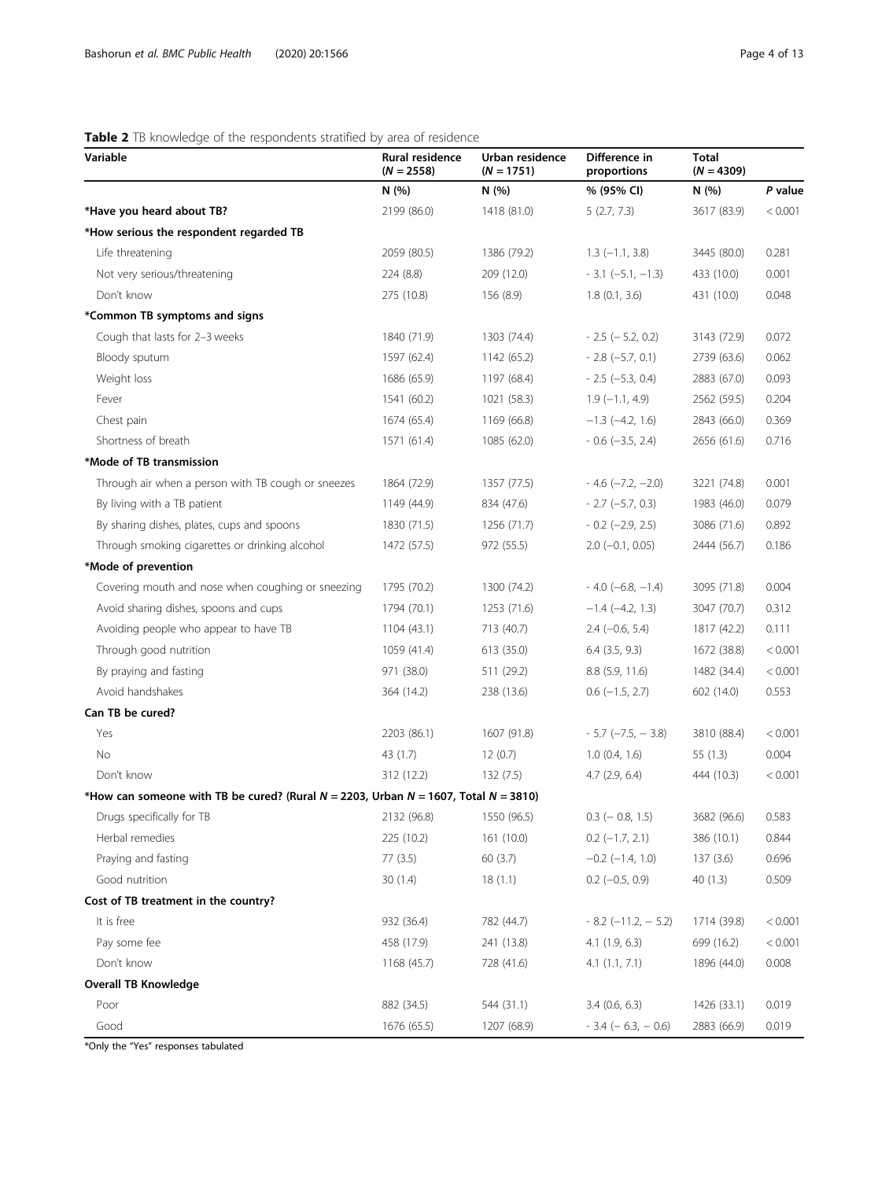**Table 2** TB knowledge of the respondents stratified by area of residence

| Variable | Rural residence ($N$ = 2558) | Urban residence ($N$ = 1751) | Difference in proportions | Total ($N$ = 4309) | |
|---|---|---|---|---|---|
| | N (%) | N (%) | % (95% CI) | N (%) | *P* value |
| ***Have you heard about TB?** | 2199 (86.0) | 1418 (81.0) | 5 (2.7, 7.3) | 3617 (83.9) | < 0.001 |
| ***How serious the respondent regarded TB** | | | | | |
| Life threatening | 2059 (80.5) | 1386 (79.2) | 1.3 (−1.1, 3.8) | 3445 (80.0) | 0.281 |
| Not very serious/threatening | 224 (8.8) | 209 (12.0) | - 3.1 (−5.1, −1.3) | 433 (10.0) | 0.001 |
| Don't know | 275 (10.8) | 156 (8.9) | 1.8 (0.1, 3.6) | 431 (10.0) | 0.048 |
| ***Common TB symptoms and signs** | | | | | |
| Cough that lasts for 2–3 weeks | 1840 (71.9) | 1303 (74.4) | - 2.5 (− 5.2, 0.2) | 3143 (72.9) | 0.072 |
| Bloody sputum | 1597 (62.4) | 1142 (65.2) | - 2.8 (−5.7, 0.1) | 2739 (63.6) | 0.062 |
| Weight loss | 1686 (65.9) | 1197 (68.4) | - 2.5 (−5.3, 0.4) | 2883 (67.0) | 0.093 |
| Fever | 1541 (60.2) | 1021 (58.3) | 1.9 (−1.1, 4.9) | 2562 (59.5) | 0.204 |
| Chest pain | 1674 (65.4) | 1169 (66.8) | −1.3 (−4.2, 1.6) | 2843 (66.0) | 0.369 |
| Shortness of breath | 1571 (61.4) | 1085 (62.0) | - 0.6 (−3.5, 2.4) | 2656 (61.6) | 0.716 |
| ***Mode of TB transmission** | | | | | |
| Through air when a person with TB cough or sneezes | 1864 (72.9) | 1357 (77.5) | - 4.6 (−7.2, −2.0) | 3221 (74.8) | 0.001 |
| By living with a TB patient | 1149 (44.9) | 834 (47.6) | - 2.7 (−5.7, 0.3) | 1983 (46.0) | 0.079 |
| By sharing dishes, plates, cups and spoons | 1830 (71.5) | 1256 (71.7) | - 0.2 (−2.9, 2.5) | 3086 (71.6) | 0.892 |
| Through smoking cigarettes or drinking alcohol | 1472 (57.5) | 972 (55.5) | 2.0 (−0.1, 0.05) | 2444 (56.7) | 0.186 |
| ***Mode of prevention** | | | | | |
| Covering mouth and nose when coughing or sneezing | 1795 (70.2) | 1300 (74.2) | - 4.0 (−6.8, −1.4) | 3095 (71.8) | 0.004 |
| Avoid sharing dishes, spoons and cups | 1794 (70.1) | 1253 (71.6) | −1.4 (−4.2, 1.3) | 3047 (70.7) | 0.312 |
| Avoiding people who appear to have TB | 1104 (43.1) | 713 (40.7) | 2.4 (−0.6, 5.4) | 1817 (42.2) | 0.111 |
| Through good nutrition | 1059 (41.4) | 613 (35.0) | 6.4 (3.5, 9.3) | 1672 (38.8) | < 0.001 |
| By praying and fasting | 971 (38.0) | 511 (29.2) | 8.8 (5.9, 11.6) | 1482 (34.4) | < 0.001 |
| Avoid handshakes | 364 (14.2) | 238 (13.6) | 0.6 (−1.5, 2.7) | 602 (14.0) | 0.553 |
| **Can TB be cured?** | | | | | |
| Yes | 2203 (86.1) | 1607 (91.8) | - 5.7 (−7.5, − 3.8) | 3810 (88.4) | < 0.001 |
| No | 43 (1.7) | 12 (0.7) | 1.0 (0.4, 1.6) | 55 (1.3) | 0.004 |
| Don't know | 312 (12.2) | 132 (7.5) | 4.7 (2.9, 6.4) | 444 (10.3) | < 0.001 |
| ***How can someone with TB be cured? (Rural $N$ = 2203, Urban $N$ = 1607, Total $N$ = 3810)** | | | | | |
| Drugs specifically for TB | 2132 (96.8) | 1550 (96.5) | 0.3 (− 0.8, 1.5) | 3682 (96.6) | 0.583 |
| Herbal remedies | 225 (10.2) | 161 (10.0) | 0.2 (−1.7, 2.1) | 386 (10.1) | 0.844 |
| Praying and fasting | 77 (3.5) | 60 (3.7) | −0.2 (−1.4, 1.0) | 137 (3.6) | 0.696 |
| Good nutrition | 30 (1.4) | 18 (1.1) | 0.2 (−0.5, 0.9) | 40 (1.3) | 0.509 |
| **Cost of TB treatment in the country?** | | | | | |
| It is free | 932 (36.4) | 782 (44.7) | - 8.2 (−11.2, − 5.2) | 1714 (39.8) | < 0.001 |
| Pay some fee | 458 (17.9) | 241 (13.8) | 4.1 (1.9, 6.3) | 699 (16.2) | < 0.001 |
| Don't know | 1168 (45.7) | 728 (41.6) | 4.1 (1.1, 7.1) | 1896 (44.0) | 0.008 |
| **Overall TB Knowledge** | | | | | |
| Poor | 882 (34.5) | 544 (31.1) | 3.4 (0.6, 6.3) | 1426 (33.1) | 0.019 |
| Good | 1676 (65.5) | 1207 (68.9) | - 3.4 (− 6.3, − 0.6) | 2883 (66.9) | 0.019 |

*Only the "Yes" responses tabulated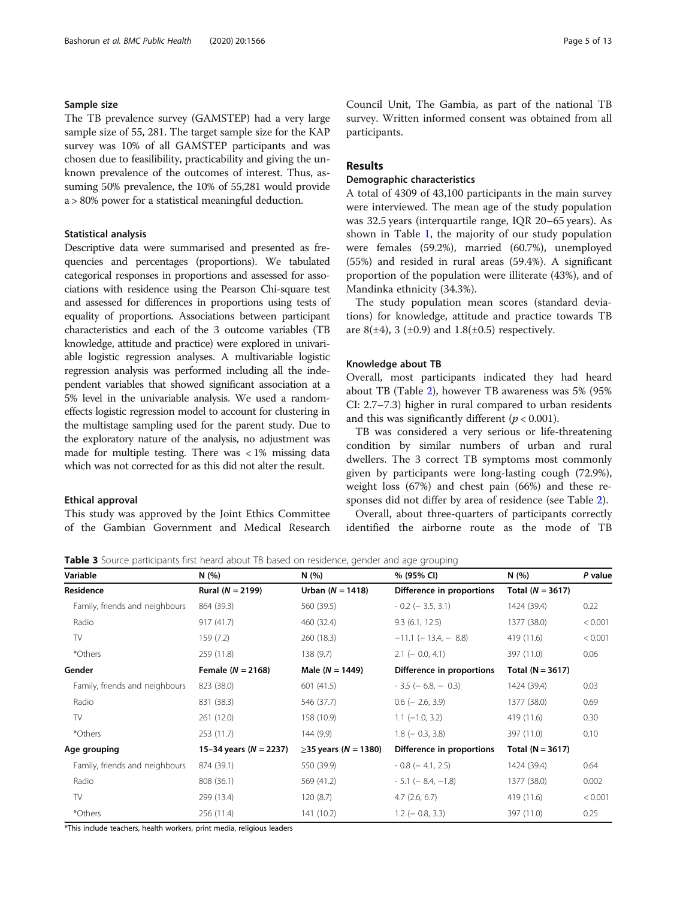### Sample size

The TB prevalence survey (GAMSTEP) had a very large sample size of 55, 281. The target sample size for the KAP survey was 10% of all GAMSTEP participants and was chosen due to feasilibility, practicability and giving the unknown prevalence of the outcomes of interest. Thus, assuming 50% prevalence, the 10% of 55,281 would provide a > 80% power for a statistical meaningful deduction.

### Statistical analysis

Descriptive data were summarised and presented as frequencies and percentages (proportions). We tabulated categorical responses in proportions and assessed for associations with residence using the Pearson Chi-square test and assessed for differences in proportions using tests of equality of proportions. Associations between participant characteristics and each of the 3 outcome variables (TB knowledge, attitude and practice) were explored in univariable logistic regression analyses. A multivariable logistic regression analysis was performed including all the independent variables that showed significant association at a 5% level in the univariable analysis. We used a random-effects logistic regression model to account for clustering in the multistage sampling used for the parent study. Due to the exploratory nature of the analysis, no adjustment was made for multiple testing. There was < 1% missing data which was not corrected for as this did not alter the result.

### Ethical approval

This study was approved by the Joint Ethics Committee of the Gambian Government and Medical Research Council Unit, The Gambia, as part of the national TB survey. Written informed consent was obtained from all participants.

## Results

### Demographic characteristics

A total of 4309 of 43,100 participants in the main survey were interviewed. The mean age of the study population was 32.5 years (interquartile range, IQR 20–65 years). As shown in Table 1, the majority of our study population were females (59.2%), married (60.7%), unemployed (55%) and resided in rural areas (59.4%). A significant proportion of the population were illiterate (43%), and of Mandinka ethnicity (34.3%).

The study population mean scores (standard deviations) for knowledge, attitude and practice towards TB are 8(±4), 3 (±0.9) and 1.8(±0.5) respectively.

### Knowledge about TB

Overall, most participants indicated they had heard about TB (Table 2), however TB awareness was 5% (95% CI: 2.7–7.3) higher in rural compared to urban residents and this was significantly different ($p < 0.001$).

TB was considered a very serious or life-threatening condition by similar numbers of urban and rural dwellers. The 3 correct TB symptoms most commonly given by participants were long-lasting cough (72.9%), weight loss (67%) and chest pain (66%) and these responses did not differ by area of residence (see Table 2).

Overall, about three-quarters of participants correctly identified the airborne route as the mode of TB

**Table 3** Source participants first heard about TB based on residence, gender and age grouping

| Variable | N (%) | N (%) | % (95% CI) | N (%) | *P* value |
|---|---|---|---|---|---|
| **Residence** | **Rural (N = 2199)** | **Urban (N = 1418)** | **Difference in proportions** | **Total (N = 3617)** | |
| Family, friends and neighbours | 864 (39.3) | 560 (39.5) | - 0.2 (− 3.5, 3.1) | 1424 (39.4) | 0.22 |
| Radio | 917 (41.7) | 460 (32.4) | 9.3 (6.1, 12.5) | 1377 (38.0) | < 0.001 |
| TV | 159 (7.2) | 260 (18.3) | −11.1 (− 13.4, − 8.8) | 419 (11.6) | < 0.001 |
| *Others | 259 (11.8) | 138 (9.7) | 2.1 (− 0.0, 4.1) | 397 (11.0) | 0.06 |
| **Gender** | **Female (N = 2168)** | **Male (N = 1449)** | **Difference in proportions** | **Total (N = 3617)** | |
| Family, friends and neighbours | 823 (38.0) | 601 (41.5) | - 3.5 (− 6.8, − 0.3) | 1424 (39.4) | 0.03 |
| Radio | 831 (38.3) | 546 (37.7) | 0.6 (− 2.6, 3.9) | 1377 (38.0) | 0.69 |
| TV | 261 (12.0) | 158 (10.9) | 1.1 (−1.0, 3.2) | 419 (11.6) | 0.30 |
| *Others | 253 (11.7) | 144 (9.9) | 1.8 (− 0.3, 3.8) | 397 (11.0) | 0.10 |
| **Age grouping** | **15–34 years (N = 2237)** | **≥35 years (N = 1380)** | **Difference in proportions** | **Total (N = 3617)** | |
| Family, friends and neighbours | 874 (39.1) | 550 (39.9) | - 0.8 (− 4.1, 2.5) | 1424 (39.4) | 0.64 |
| Radio | 808 (36.1) | 569 (41.2) | - 5.1 (− 8.4, −1.8) | 1377 (38.0) | 0.002 |
| TV | 299 (13.4) | 120 (8.7) | 4.7 (2.6, 6.7) | 419 (11.6) | < 0.001 |
| *Others | 256 (11.4) | 141 (10.2) | 1.2 (− 0.8, 3.3) | 397 (11.0) | 0.25 |

*This include teachers, health workers, print media, religious leaders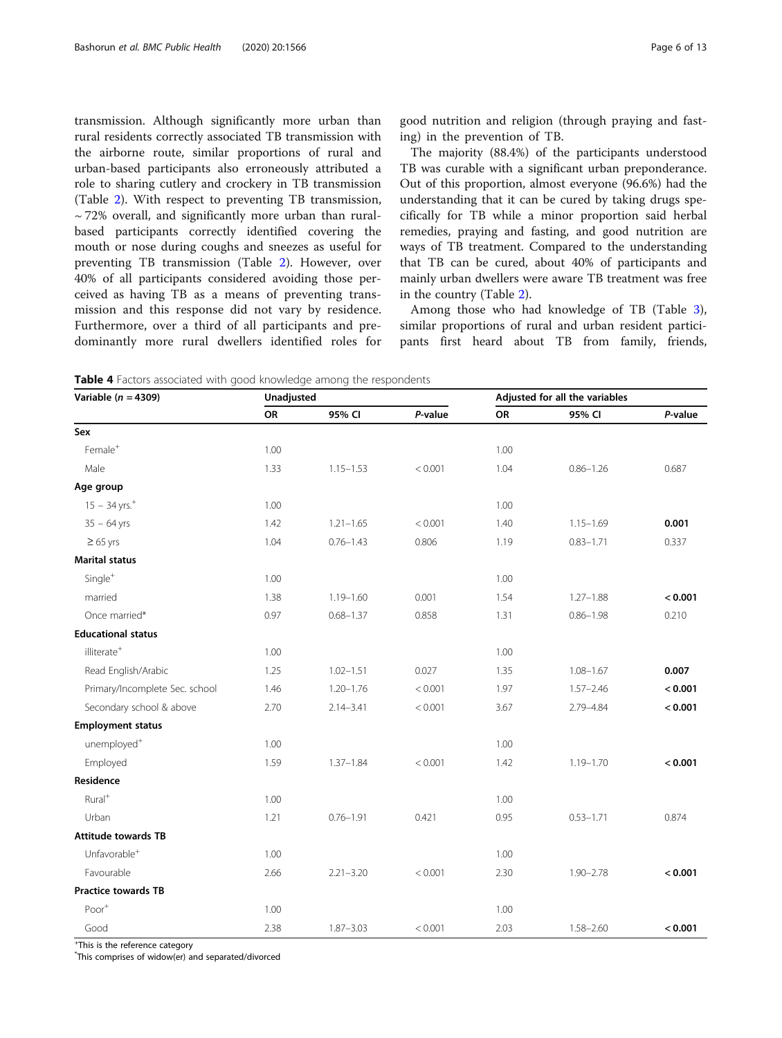transmission. Although significantly more urban than rural residents correctly associated TB transmission with the airborne route, similar proportions of rural and urban-based participants also erroneously attributed a role to sharing cutlery and crockery in TB transmission (Table 2). With respect to preventing TB transmission, ~ 72% overall, and significantly more urban than rural-based participants correctly identified covering the mouth or nose during coughs and sneezes as useful for preventing TB transmission (Table 2). However, over 40% of all participants considered avoiding those perceived as having TB as a means of preventing transmission and this response did not vary by residence. Furthermore, over a third of all participants and predominantly more rural dwellers identified roles for good nutrition and religion (through praying and fasting) in the prevention of TB.

The majority (88.4%) of the participants understood TB was curable with a significant urban preponderance. Out of this proportion, almost everyone (96.6%) had the understanding that it can be cured by taking drugs specifically for TB while a minor proportion said herbal remedies, praying and fasting, and good nutrition are ways of TB treatment. Compared to the understanding that TB can be cured, about 40% of participants and mainly urban dwellers were aware TB treatment was free in the country (Table 2).

Among those who had knowledge of TB (Table 3), similar proportions of rural and urban resident participants first heard about TB from family, friends,

**Table 4** Factors associated with good knowledge among the respondents

| Variable ($n$ = 4309) | Unadjusted | | | Adjusted for all the variables | | |
|---|---|---|---|---|---|---|
| | OR | 95% CI | *P*-value | OR | 95% CI | *P*-value |
| **Sex** | | | | | | |
| Female[+] | 1.00 | | | 1.00 | | |
| Male | 1.33 | 1.15–1.53 | < 0.001 | 1.04 | 0.86–1.26 | 0.687 |
| **Age group** | | | | | | |
| 15 – 34 yrs.[+] | 1.00 | | | 1.00 | | |
| 35 – 64 yrs | 1.42 | 1.21–1.65 | < 0.001 | 1.40 | 1.15–1.69 | **0.001** |
| ≥ 65 yrs | 1.04 | 0.76–1.43 | 0.806 | 1.19 | 0.83–1.71 | 0.337 |
| **Marital status** | | | | | | |
| Single[+] | 1.00 | | | 1.00 | | |
| married | 1.38 | 1.19–1.60 | 0.001 | 1.54 | 1.27–1.88 | **< 0.001** |
| Once married* | 0.97 | 0.68–1.37 | 0.858 | 1.31 | 0.86–1.98 | 0.210 |
| **Educational status** | | | | | | |
| illiterate[+] | 1.00 | | | 1.00 | | |
| Read English/Arabic | 1.25 | 1.02–1.51 | 0.027 | 1.35 | 1.08–1.67 | **0.007** |
| Primary/Incomplete Sec. school | 1.46 | 1.20–1.76 | < 0.001 | 1.97 | 1.57–2.46 | **< 0.001** |
| Secondary school & above | 2.70 | 2.14–3.41 | < 0.001 | 3.67 | 2.79–4.84 | **< 0.001** |
| **Employment status** | | | | | | |
| unemployed[+] | 1.00 | | | 1.00 | | |
| Employed | 1.59 | 1.37–1.84 | < 0.001 | 1.42 | 1.19–1.70 | **< 0.001** |
| **Residence** | | | | | | |
| Rural[+] | 1.00 | | | 1.00 | | |
| Urban | 1.21 | 0.76–1.91 | 0.421 | 0.95 | 0.53–1.71 | 0.874 |
| **Attitude towards TB** | | | | | | |
| Unfavorable[+] | 1.00 | | | 1.00 | | |
| Favourable | 2.66 | 2.21–3.20 | < 0.001 | 2.30 | 1.90–2.78 | **< 0.001** |
| **Practice towards TB** | | | | | | |
| Poor[+] | 1.00 | | | 1.00 | | |
| Good | 2.38 | 1.87–3.03 | < 0.001 | 2.03 | 1.58–2.60 | **< 0.001** |

[+]This is the reference category
[*]This comprises of widow(er) and separated/divorced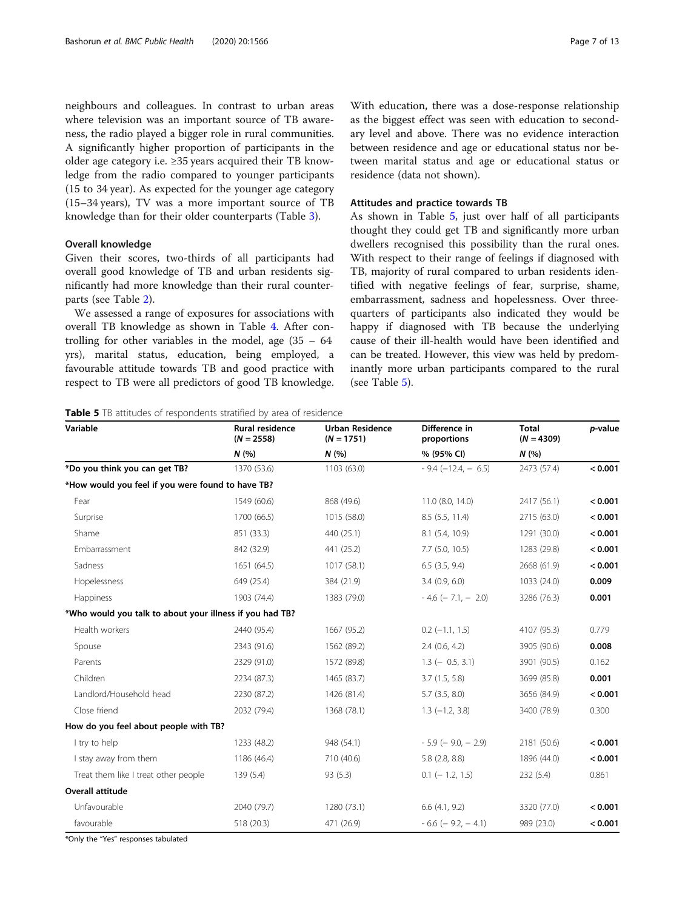neighbours and colleagues. In contrast to urban areas where television was an important source of TB awareness, the radio played a bigger role in rural communities. A significantly higher proportion of participants in the older age category i.e. ≥35 years acquired their TB knowledge from the radio compared to younger participants (15 to 34 year). As expected for the younger age category (15–34 years), TV was a more important source of TB knowledge than for their older counterparts (Table 3).

### Overall knowledge

Given their scores, two-thirds of all participants had overall good knowledge of TB and urban residents significantly had more knowledge than their rural counterparts (see Table 2).

We assessed a range of exposures for associations with overall TB knowledge as shown in Table 4. After controlling for other variables in the model, age (35 – 64 yrs), marital status, education, being employed, a favourable attitude towards TB and good practice with respect to TB were all predictors of good TB knowledge. With education, there was a dose-response relationship as the biggest effect was seen with education to secondary level and above. There was no evidence interaction between residence and age or educational status nor between marital status and age or educational status or residence (data not shown).

### Attitudes and practice towards TB

As shown in Table 5, just over half of all participants thought they could get TB and significantly more urban dwellers recognised this possibility than the rural ones. With respect to their range of feelings if diagnosed with TB, majority of rural compared to urban residents identified with negative feelings of fear, surprise, shame, embarrassment, sadness and hopelessness. Over three-quarters of participants also indicated they would be happy if diagnosed with TB because the underlying cause of their ill-health would have been identified and can be treated. However, this view was held by predominantly more urban participants compared to the rural (see Table 5).

**Table 5** TB attitudes of respondents stratified by area of residence

| Variable | Rural residence (*N* = 2558) | Urban Residence (*N* = 1751) | Difference in proportions | Total (*N* = 4309) | *p*-value |
|---|---|---|---|---|---|
| | *N* (%) | *N* (%) | % (95% CI) | *N* (%) | |
| ***Do you think you can get TB?** | 1370 (53.6) | 1103 (63.0) | - 9.4 (−12.4, − 6.5) | 2473 (57.4) | **< 0.001** |
| ***How would you feel if you were found to have TB?** | | | | | |
| Fear | 1549 (60.6) | 868 (49.6) | 11.0 (8.0, 14.0) | 2417 (56.1) | **< 0.001** |
| Surprise | 1700 (66.5) | 1015 (58.0) | 8.5 (5.5, 11.4) | 2715 (63.0) | **< 0.001** |
| Shame | 851 (33.3) | 440 (25.1) | 8.1 (5.4, 10.9) | 1291 (30.0) | **< 0.001** |
| Embarrassment | 842 (32.9) | 441 (25.2) | 7.7 (5.0, 10.5) | 1283 (29.8) | **< 0.001** |
| Sadness | 1651 (64.5) | 1017 (58.1) | 6.5 (3.5, 9.4) | 2668 (61.9) | **< 0.001** |
| Hopelessness | 649 (25.4) | 384 (21.9) | 3.4 (0.9, 6.0) | 1033 (24.0) | **0.009** |
| Happiness | 1903 (74.4) | 1383 (79.0) | - 4.6 (− 7.1, − 2.0) | 3286 (76.3) | **0.001** |
| ***Who would you talk to about your illness if you had TB?** | | | | | |
| Health workers | 2440 (95.4) | 1667 (95.2) | 0.2 (−1.1, 1.5) | 4107 (95.3) | 0.779 |
| Spouse | 2343 (91.6) | 1562 (89.2) | 2.4 (0.6, 4.2) | 3905 (90.6) | **0.008** |
| Parents | 2329 (91.0) | 1572 (89.8) | 1.3 (− 0.5, 3.1) | 3901 (90.5) | 0.162 |
| Children | 2234 (87.3) | 1465 (83.7) | 3.7 (1.5, 5.8) | 3699 (85.8) | **0.001** |
| Landlord/Household head | 2230 (87.2) | 1426 (81.4) | 5.7 (3.5, 8.0) | 3656 (84.9) | **< 0.001** |
| Close friend | 2032 (79.4) | 1368 (78.1) | 1.3 (−1.2, 3.8) | 3400 (78.9) | 0.300 |
| **How do you feel about people with TB?** | | | | | |
| I try to help | 1233 (48.2) | 948 (54.1) | - 5.9 (− 9.0, − 2.9) | 2181 (50.6) | **< 0.001** |
| I stay away from them | 1186 (46.4) | 710 (40.6) | 5.8 (2.8, 8.8) | 1896 (44.0) | **< 0.001** |
| Treat them like I treat other people | 139 (5.4) | 93 (5.3) | 0.1 (− 1.2, 1.5) | 232 (5.4) | 0.861 |
| **Overall attitude** | | | | | |
| Unfavourable | 2040 (79.7) | 1280 (73.1) | 6.6 (4.1, 9.2) | 3320 (77.0) | **< 0.001** |
| favourable | 518 (20.3) | 471 (26.9) | - 6.6 (− 9.2, − 4.1) | 989 (23.0) | **< 0.001** |

*Only the "Yes" responses tabulated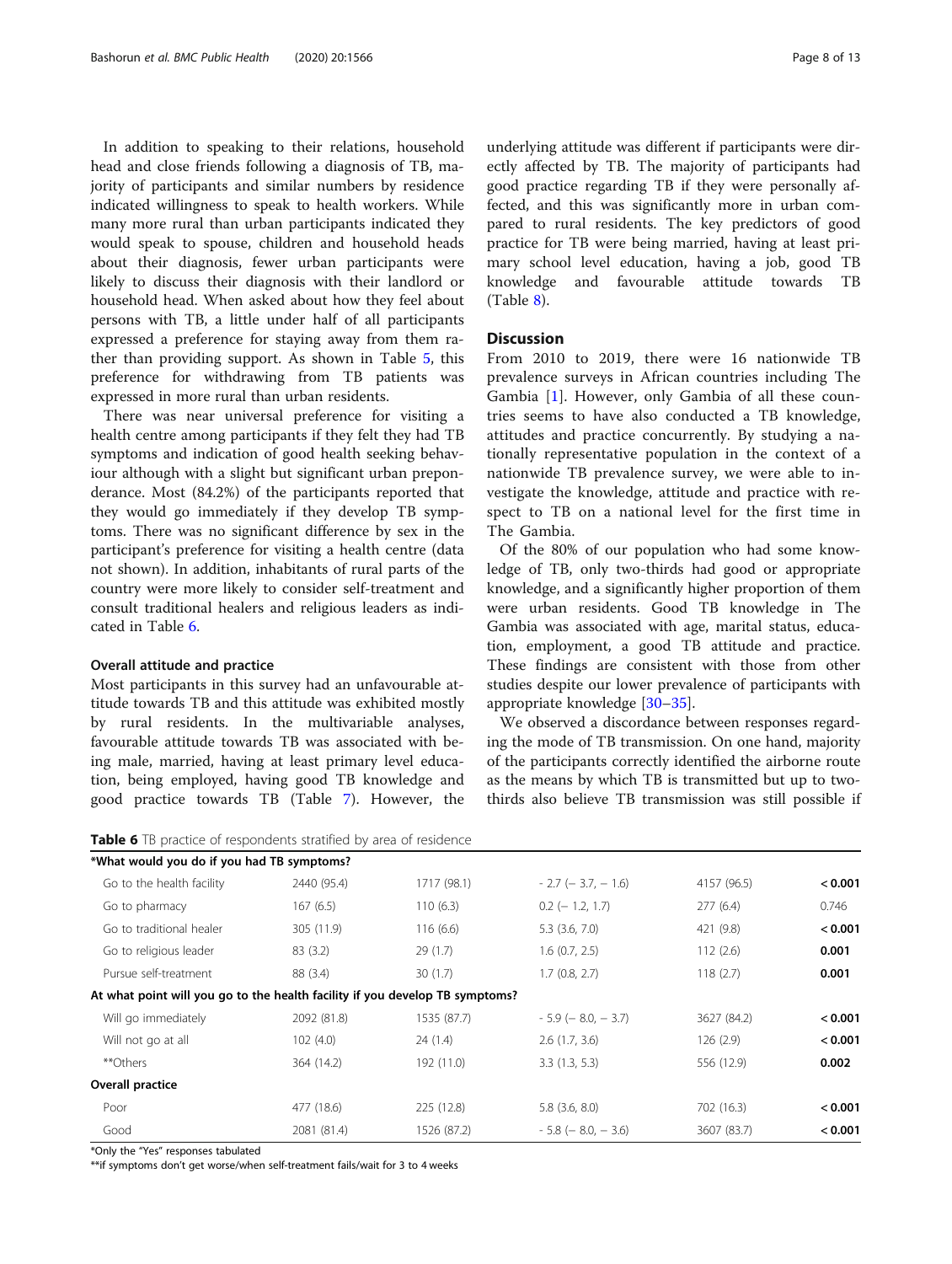In addition to speaking to their relations, household head and close friends following a diagnosis of TB, majority of participants and similar numbers by residence indicated willingness to speak to health workers. While many more rural than urban participants indicated they would speak to spouse, children and household heads about their diagnosis, fewer urban participants were likely to discuss their diagnosis with their landlord or household head. When asked about how they feel about persons with TB, a little under half of all participants expressed a preference for staying away from them rather than providing support. As shown in Table 5, this preference for withdrawing from TB patients was expressed in more rural than urban residents.

There was near universal preference for visiting a health centre among participants if they felt they had TB symptoms and indication of good health seeking behaviour although with a slight but significant urban preponderance. Most (84.2%) of the participants reported that they would go immediately if they develop TB symptoms. There was no significant difference by sex in the participant's preference for visiting a health centre (data not shown). In addition, inhabitants of rural parts of the country were more likely to consider self-treatment and consult traditional healers and religious leaders as indicated in Table 6.

### Overall attitude and practice

Most participants in this survey had an unfavourable attitude towards TB and this attitude was exhibited mostly by rural residents. In the multivariable analyses, favourable attitude towards TB was associated with being male, married, having at least primary level education, being employed, having good TB knowledge and good practice towards TB (Table 7). However, the underlying attitude was different if participants were directly affected by TB. The majority of participants had good practice regarding TB if they were personally affected, and this was significantly more in urban compared to rural residents. The key predictors of good practice for TB were being married, having at least primary school level education, having a job, good TB knowledge and favourable attitude towards TB (Table 8).

## Discussion

From 2010 to 2019, there were 16 nationwide TB prevalence surveys in African countries including The Gambia [1]. However, only Gambia of all these countries seems to have also conducted a TB knowledge, attitudes and practice concurrently. By studying a nationally representative population in the context of a nationwide TB prevalence survey, we were able to investigate the knowledge, attitude and practice with respect to TB on a national level for the first time in The Gambia.

Of the 80% of our population who had some knowledge of TB, only two-thirds had good or appropriate knowledge, and a significantly higher proportion of them were urban residents. Good TB knowledge in The Gambia was associated with age, marital status, education, employment, a good TB attitude and practice. These findings are consistent with those from other studies despite our lower prevalence of participants with appropriate knowledge [30–35].

We observed a discordance between responses regarding the mode of TB transmission. On one hand, majority of the participants correctly identified the airborne route as the means by which TB is transmitted but up to two-thirds also believe TB transmission was still possible if

**Table 6** TB practice of respondents stratified by area of residence

| | | | | | |
|---|---|---|---|---|---|
| ***What would you do if you had TB symptoms?** | | | | | |
| Go to the health facility | 2440 (95.4) | 1717 (98.1) | − 2.7 (− 3.7, − 1.6) | 4157 (96.5) | **< 0.001** |
| Go to pharmacy | 167 (6.5) | 110 (6.3) | 0.2 (− 1.2, 1.7) | 277 (6.4) | 0.746 |
| Go to traditional healer | 305 (11.9) | 116 (6.6) | 5.3 (3.6, 7.0) | 421 (9.8) | **< 0.001** |
| Go to religious leader | 83 (3.2) | 29 (1.7) | 1.6 (0.7, 2.5) | 112 (2.6) | **0.001** |
| Pursue self-treatment | 88 (3.4) | 30 (1.7) | 1.7 (0.8, 2.7) | 118 (2.7) | **0.001** |
| **At what point will you go to the health facility if you develop TB symptoms?** | | | | | |
| Will go immediately | 2092 (81.8) | 1535 (87.7) | − 5.9 (− 8.0, − 3.7) | 3627 (84.2) | **< 0.001** |
| Will not go at all | 102 (4.0) | 24 (1.4) | 2.6 (1.7, 3.6) | 126 (2.9) | **< 0.001** |
| **Others | 364 (14.2) | 192 (11.0) | 3.3 (1.3, 5.3) | 556 (12.9) | **0.002** |
| **Overall practice** | | | | | |
| Poor | 477 (18.6) | 225 (12.8) | 5.8 (3.6, 8.0) | 702 (16.3) | **< 0.001** |
| Good | 2081 (81.4) | 1526 (87.2) | − 5.8 (− 8.0, − 3.6) | 3607 (83.7) | **< 0.001** |

*Only the "Yes" responses tabulated

**if symptoms don't get worse/when self-treatment fails/wait for 3 to 4 weeks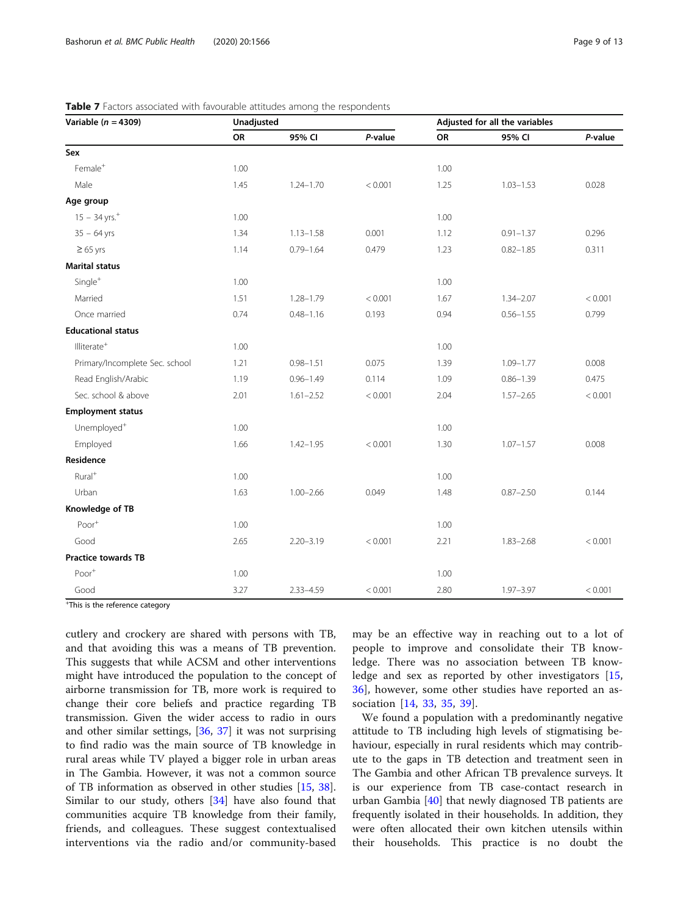**Table 7** Factors associated with favourable attitudes among the respondents

| Variable (*n* = 4309) | Unadjusted | | | Adjusted for all the variables | | |
|---|---|---|---|---|---|---|
| | OR | 95% CI | *P*-value | OR | 95% CI | *P*-value |
| **Sex** | | | | | | |
| Female+ | 1.00 | | | 1.00 | | |
| Male | 1.45 | 1.24–1.70 | < 0.001 | 1.25 | 1.03–1.53 | 0.028 |
| **Age group** | | | | | | |
| 15 – 34 yrs.+ | 1.00 | | | 1.00 | | |
| 35 – 64 yrs | 1.34 | 1.13–1.58 | 0.001 | 1.12 | 0.91–1.37 | 0.296 |
| ≥ 65 yrs | 1.14 | 0.79–1.64 | 0.479 | 1.23 | 0.82–1.85 | 0.311 |
| **Marital status** | | | | | | |
| Single+ | 1.00 | | | 1.00 | | |
| Married | 1.51 | 1.28–1.79 | < 0.001 | 1.67 | 1.34–2.07 | < 0.001 |
| Once married | 0.74 | 0.48–1.16 | 0.193 | 0.94 | 0.56–1.55 | 0.799 |
| **Educational status** | | | | | | |
| Illiterate+ | 1.00 | | | 1.00 | | |
| Primary/Incomplete Sec. school | 1.21 | 0.98–1.51 | 0.075 | 1.39 | 1.09–1.77 | 0.008 |
| Read English/Arabic | 1.19 | 0.96–1.49 | 0.114 | 1.09 | 0.86–1.39 | 0.475 |
| Sec. school & above | 2.01 | 1.61–2.52 | < 0.001 | 2.04 | 1.57–2.65 | < 0.001 |
| **Employment status** | | | | | | |
| Unemployed+ | 1.00 | | | 1.00 | | |
| Employed | 1.66 | 1.42–1.95 | < 0.001 | 1.30 | 1.07–1.57 | 0.008 |
| **Residence** | | | | | | |
| Rural+ | 1.00 | | | 1.00 | | |
| Urban | 1.63 | 1.00–2.66 | 0.049 | 1.48 | 0.87–2.50 | 0.144 |
| **Knowledge of TB** | | | | | | |
| Poor+ | 1.00 | | | 1.00 | | |
| Good | 2.65 | 2.20–3.19 | < 0.001 | 2.21 | 1.83–2.68 | < 0.001 |
| **Practice towards TB** | | | | | | |
| Poor+ | 1.00 | | | 1.00 | | |
| Good | 3.27 | 2.33–4.59 | < 0.001 | 2.80 | 1.97–3.97 | < 0.001 |

+This is the reference category

cutlery and crockery are shared with persons with TB, and that avoiding this was a means of TB prevention. This suggests that while ACSM and other interventions might have introduced the population to the concept of airborne transmission for TB, more work is required to change their core beliefs and practice regarding TB transmission. Given the wider access to radio in ours and other similar settings, [36, 37] it was not surprising to find radio was the main source of TB knowledge in rural areas while TV played a bigger role in urban areas in The Gambia. However, it was not a common source of TB information as observed in other studies [15, 38]. Similar to our study, others [34] have also found that communities acquire TB knowledge from their family, friends, and colleagues. These suggest contextualised interventions via the radio and/or community-based may be an effective way in reaching out to a lot of people to improve and consolidate their TB knowledge. There was no association between TB knowledge and sex as reported by other investigators [15, 36], however, some other studies have reported an association [14, 33, 35, 39].

We found a population with a predominantly negative attitude to TB including high levels of stigmatising behaviour, especially in rural residents which may contribute to the gaps in TB detection and treatment seen in The Gambia and other African TB prevalence surveys. It is our experience from TB case-contact research in urban Gambia [40] that newly diagnosed TB patients are frequently isolated in their households. In addition, they were often allocated their own kitchen utensils within their households. This practice is no doubt the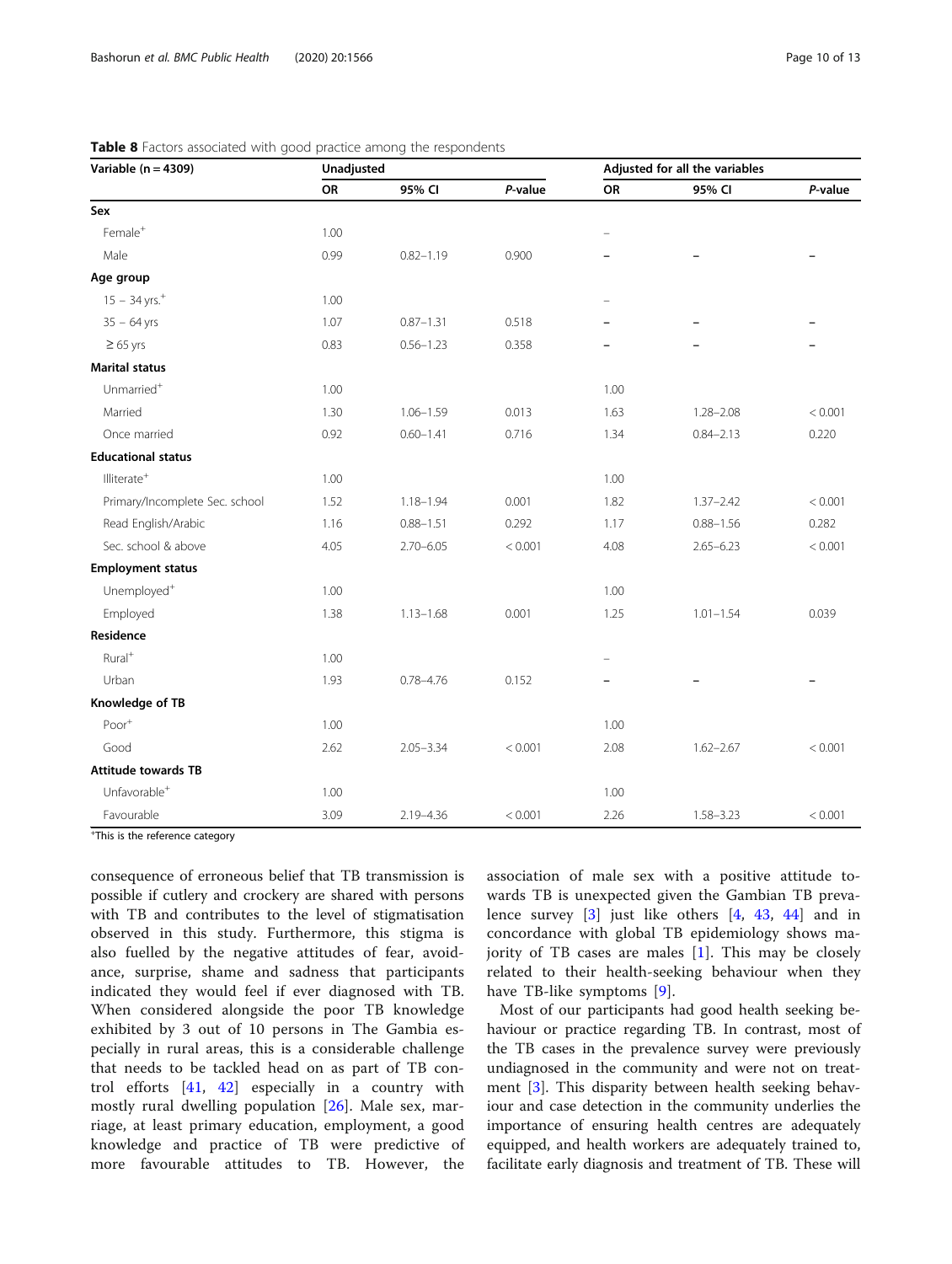**Table 8** Factors associated with good practice among the respondents

| Variable (n = 4309) | Unadjusted | | | Adjusted for all the variables | | |
|---|---|---|---|---|---|---|
| | OR | 95% CI | *P*-value | OR | 95% CI | *P*-value |
| **Sex** | | | | | | |
| Female+ | 1.00 | | | – | | |
| Male | 0.99 | 0.82–1.19 | 0.900 | – | – | – |
| **Age group** | | | | | | |
| 15 – 34 yrs.+ | 1.00 | | | – | | |
| 35 – 64 yrs | 1.07 | 0.87–1.31 | 0.518 | – | – | – |
| ≥ 65 yrs | 0.83 | 0.56–1.23 | 0.358 | – | – | – |
| **Marital status** | | | | | | |
| Unmarried+ | 1.00 | | | 1.00 | | |
| Married | 1.30 | 1.06–1.59 | 0.013 | 1.63 | 1.28–2.08 | < 0.001 |
| Once married | 0.92 | 0.60–1.41 | 0.716 | 1.34 | 0.84–2.13 | 0.220 |
| **Educational status** | | | | | | |
| Illiterate+ | 1.00 | | | 1.00 | | |
| Primary/Incomplete Sec. school | 1.52 | 1.18–1.94 | 0.001 | 1.82 | 1.37–2.42 | < 0.001 |
| Read English/Arabic | 1.16 | 0.88–1.51 | 0.292 | 1.17 | 0.88–1.56 | 0.282 |
| Sec. school & above | 4.05 | 2.70–6.05 | < 0.001 | 4.08 | 2.65–6.23 | < 0.001 |
| **Employment status** | | | | | | |
| Unemployed+ | 1.00 | | | 1.00 | | |
| Employed | 1.38 | 1.13–1.68 | 0.001 | 1.25 | 1.01–1.54 | 0.039 |
| **Residence** | | | | | | |
| Rural+ | 1.00 | | | – | | |
| Urban | 1.93 | 0.78–4.76 | 0.152 | – | – | – |
| **Knowledge of TB** | | | | | | |
| Poor+ | 1.00 | | | 1.00 | | |
| Good | 2.62 | 2.05–3.34 | < 0.001 | 2.08 | 1.62–2.67 | < 0.001 |
| **Attitude towards TB** | | | | | | |
| Unfavorable+ | 1.00 | | | 1.00 | | |
| Favourable | 3.09 | 2.19–4.36 | < 0.001 | 2.26 | 1.58–3.23 | < 0.001 |

+This is the reference category

consequence of erroneous belief that TB transmission is possible if cutlery and crockery are shared with persons with TB and contributes to the level of stigmatisation observed in this study. Furthermore, this stigma is also fuelled by the negative attitudes of fear, avoidance, surprise, shame and sadness that participants indicated they would feel if ever diagnosed with TB. When considered alongside the poor TB knowledge exhibited by 3 out of 10 persons in The Gambia especially in rural areas, this is a considerable challenge that needs to be tackled head on as part of TB control efforts [41, 42] especially in a country with mostly rural dwelling population [26]. Male sex, marriage, at least primary education, employment, a good knowledge and practice of TB were predictive of more favourable attitudes to TB. However, the association of male sex with a positive attitude towards TB is unexpected given the Gambian TB prevalence survey [3] just like others [4, 43, 44] and in concordance with global TB epidemiology shows majority of TB cases are males [1]. This may be closely related to their health-seeking behaviour when they have TB-like symptoms [9].

Most of our participants had good health seeking behaviour or practice regarding TB. In contrast, most of the TB cases in the prevalence survey were previously undiagnosed in the community and were not on treatment [3]. This disparity between health seeking behaviour and case detection in the community underlies the importance of ensuring health centres are adequately equipped, and health workers are adequately trained to, facilitate early diagnosis and treatment of TB. These will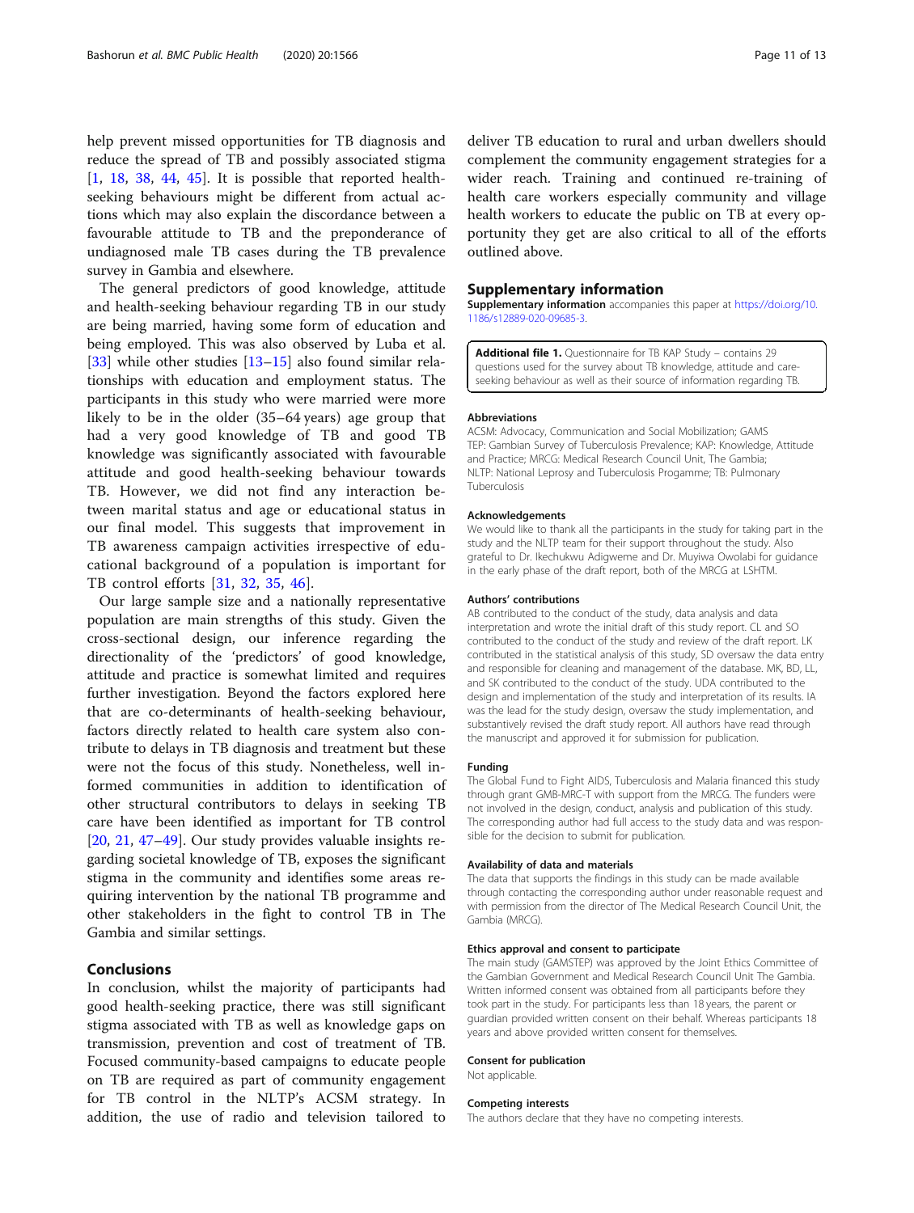help prevent missed opportunities for TB diagnosis and reduce the spread of TB and possibly associated stigma [1, 18, 38, 44, 45]. It is possible that reported health-seeking behaviours might be different from actual actions which may also explain the discordance between a favourable attitude to TB and the preponderance of undiagnosed male TB cases during the TB prevalence survey in Gambia and elsewhere.

The general predictors of good knowledge, attitude and health-seeking behaviour regarding TB in our study are being married, having some form of education and being employed. This was also observed by Luba et al. [33] while other studies [13–15] also found similar relationships with education and employment status. The participants in this study who were married were more likely to be in the older (35–64 years) age group that had a very good knowledge of TB and good TB knowledge was significantly associated with favourable attitude and good health-seeking behaviour towards TB. However, we did not find any interaction between marital status and age or educational status in our final model. This suggests that improvement in TB awareness campaign activities irrespective of educational background of a population is important for TB control efforts [31, 32, 35, 46].

Our large sample size and a nationally representative population are main strengths of this study. Given the cross-sectional design, our inference regarding the directionality of the 'predictors' of good knowledge, attitude and practice is somewhat limited and requires further investigation. Beyond the factors explored here that are co-determinants of health-seeking behaviour, factors directly related to health care system also contribute to delays in TB diagnosis and treatment but these were not the focus of this study. Nonetheless, well informed communities in addition to identification of other structural contributors to delays in seeking TB care have been identified as important for TB control [20, 21, 47–49]. Our study provides valuable insights regarding societal knowledge of TB, exposes the significant stigma in the community and identifies some areas requiring intervention by the national TB programme and other stakeholders in the fight to control TB in The Gambia and similar settings.

## Conclusions

In conclusion, whilst the majority of participants had good health-seeking practice, there was still significant stigma associated with TB as well as knowledge gaps on transmission, prevention and cost of treatment of TB. Focused community-based campaigns to educate people on TB are required as part of community engagement for TB control in the NLTP's ACSM strategy. In addition, the use of radio and television tailored to deliver TB education to rural and urban dwellers should complement the community engagement strategies for a wider reach. Training and continued re-training of health care workers especially community and village health workers to educate the public on TB at every opportunity they get are also critical to all of the efforts outlined above.

## Supplementary information

**Supplementary information** accompanies this paper at https://doi.org/10.1186/s12889-020-09685-3.

**Additional file 1.** Questionnaire for TB KAP Study – contains 29 questions used for the survey about TB knowledge, attitude and care-seeking behaviour as well as their source of information regarding TB.

### Abbreviations

ACSM: Advocacy, Communication and Social Mobilization; GAMSTEP: Gambian Survey of Tuberculosis Prevalence; KAP: Knowledge, Attitude and Practice; MRCG: Medical Research Council Unit, The Gambia; NLTP: National Leprosy and Tuberculosis Progamme; TB: Pulmonary Tuberculosis

### Acknowledgements

We would like to thank all the participants in the study for taking part in the study and the NLTP team for their support throughout the study. Also grateful to Dr. Ikechukwu Adigweme and Dr. Muyiwa Owolabi for guidance in the early phase of the draft report, both of the MRCG at LSHTM.

### Authors' contributions

AB contributed to the conduct of the study, data analysis and data interpretation and wrote the initial draft of this study report. CL and SO contributed to the conduct of the study and review of the draft report. LK contributed in the statistical analysis of this study, SD oversaw the data entry and responsible for cleaning and management of the database. MK, BD, LL, and SK contributed to the conduct of the study. UDA contributed to the design and implementation of the study and interpretation of its results. IA was the lead for the study design, oversaw the study implementation, and substantively revised the draft study report. All authors have read through the manuscript and approved it for submission for publication.

### Funding

The Global Fund to Fight AIDS, Tuberculosis and Malaria financed this study through grant GMB-MRC-T with support from the MRCG. The funders were not involved in the design, conduct, analysis and publication of this study. The corresponding author had full access to the study data and was responsible for the decision to submit for publication.

### Availability of data and materials

The data that supports the findings in this study can be made available through contacting the corresponding author under reasonable request and with permission from the director of The Medical Research Council Unit, the Gambia (MRCG).

### Ethics approval and consent to participate

The main study (GAMSTEP) was approved by the Joint Ethics Committee of the Gambian Government and Medical Research Council Unit The Gambia. Written informed consent was obtained from all participants before they took part in the study. For participants less than 18 years, the parent or guardian provided written consent on their behalf. Whereas participants 18 years and above provided written consent for themselves.

### Consent for publication

Not applicable.

### Competing interests

The authors declare that they have no competing interests.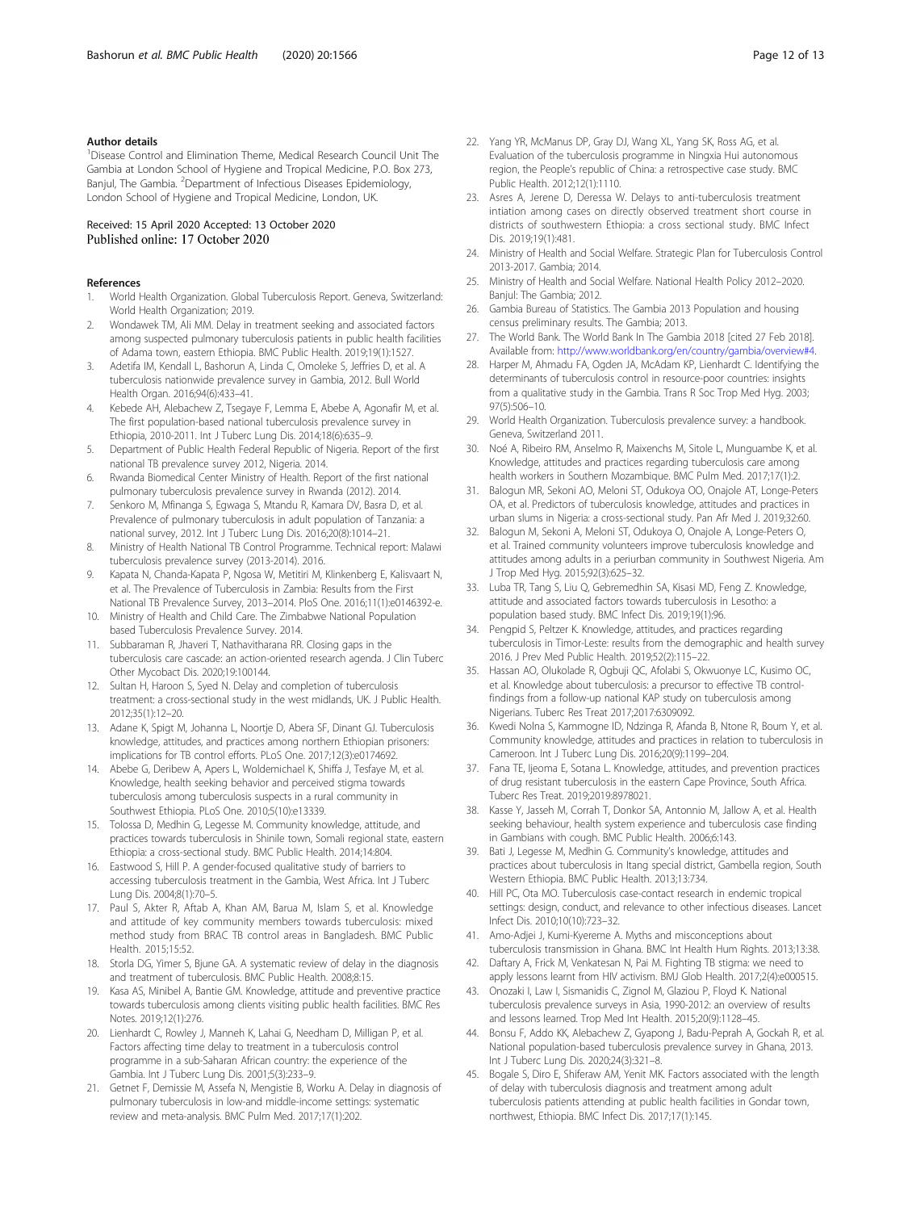#### Author details

[1]Disease Control and Elimination Theme, Medical Research Council Unit The Gambia at London School of Hygiene and Tropical Medicine, P.O. Box 273, Banjul, The Gambia. [2]Department of Infectious Diseases Epidemiology, London School of Hygiene and Tropical Medicine, London, UK.

Received: 15 April 2020 Accepted: 13 October 2020
Published online: 17 October 2020

#### References

1. World Health Organization. Global Tuberculosis Report. Geneva, Switzerland: World Health Organization; 2019.
2. Wondawek TM, Ali MM. Delay in treatment seeking and associated factors among suspected pulmonary tuberculosis patients in public health facilities of Adama town, eastern Ethiopia. BMC Public Health. 2019;19(1):1527.
3. Adetifa IM, Kendall L, Bashorun A, Linda C, Omoleke S, Jeffries D, et al. A tuberculosis nationwide prevalence survey in Gambia, 2012. Bull World Health Organ. 2016;94(6):433–41.
4. Kebede AH, Alebachew Z, Tsegaye F, Lemma E, Abebe A, Agonafir M, et al. The first population-based national tuberculosis prevalence survey in Ethiopia, 2010-2011. Int J Tuberc Lung Dis. 2014;18(6):635–9.
5. Department of Public Health Federal Republic of Nigeria. Report of the first national TB prevalence survey 2012, Nigeria. 2014.
6. Rwanda Biomedical Center Ministry of Health. Report of the first national pulmonary tuberculosis prevalence survey in Rwanda (2012). 2014.
7. Senkoro M, Mfinanga S, Egwaga S, Mtandu R, Kamara DV, Basra D, et al. Prevalence of pulmonary tuberculosis in adult population of Tanzania: a national survey, 2012. Int J Tuberc Lung Dis. 2016;20(8):1014–21.
8. Ministry of Health National TB Control Programme. Technical report: Malawi tuberculosis prevalence survey (2013-2014). 2016.
9. Kapata N, Chanda-Kapata P, Ngosa W, Metitiri M, Klinkenberg E, Kalisvaart N, et al. The Prevalence of Tuberculosis in Zambia: Results from the First National TB Prevalence Survey, 2013–2014. PloS One. 2016;11(1):e0146392-e.
10. Ministry of Health and Child Care. The Zimbabwe National Population based Tuberculosis Prevalence Survey. 2014.
11. Subbaraman R, Jhaveri T, Nathavitharana RR. Closing gaps in the tuberculosis care cascade: an action-oriented research agenda. J Clin Tuberc Other Mycobact Dis. 2020;19:100144.
12. Sultan H, Haroon S, Syed N. Delay and completion of tuberculosis treatment: a cross-sectional study in the west midlands, UK. J Public Health. 2012;35(1):12–20.
13. Adane K, Spigt M, Johanna L, Noortje D, Abera SF, Dinant GJ. Tuberculosis knowledge, attitudes, and practices among northern Ethiopian prisoners: implications for TB control efforts. PLoS One. 2017;12(3):e0174692.
14. Abebe G, Deribew A, Apers L, Woldemichael K, Shiffa J, Tesfaye M, et al. Knowledge, health seeking behavior and perceived stigma towards tuberculosis among tuberculosis suspects in a rural community in Southwest Ethiopia. PLoS One. 2010;5(10):e13339.
15. Tolossa D, Medhin G, Legesse M. Community knowledge, attitude, and practices towards tuberculosis in Shinile town, Somali regional state, eastern Ethiopia: a cross-sectional study. BMC Public Health. 2014;14:804.
16. Eastwood S, Hill P. A gender-focused qualitative study of barriers to accessing tuberculosis treatment in the Gambia, West Africa. Int J Tuberc Lung Dis. 2004;8(1):70–5.
17. Paul S, Akter R, Aftab A, Khan AM, Barua M, Islam S, et al. Knowledge and attitude of key community members towards tuberculosis: mixed method study from BRAC TB control areas in Bangladesh. BMC Public Health. 2015;15:52.
18. Storla DG, Yimer S, Bjune GA. A systematic review of delay in the diagnosis and treatment of tuberculosis. BMC Public Health. 2008;8:15.
19. Kasa AS, Minibel A, Bantie GM. Knowledge, attitude and preventive practice towards tuberculosis among clients visiting public health facilities. BMC Res Notes. 2019;12(1):276.
20. Lienhardt C, Rowley J, Manneh K, Lahai G, Needham D, Milligan P, et al. Factors affecting time delay to treatment in a tuberculosis control programme in a sub-Saharan African country: the experience of the Gambia. Int J Tuberc Lung Dis. 2001;5(3):233–9.
21. Getnet F, Demissie M, Assefa N, Mengistie B, Worku A. Delay in diagnosis of pulmonary tuberculosis in low-and middle-income settings: systematic review and meta-analysis. BMC Pulm Med. 2017;17(1):202.
22. Yang YR, McManus DP, Gray DJ, Wang XL, Yang SK, Ross AG, et al. Evaluation of the tuberculosis programme in Ningxia Hui autonomous region, the People's republic of China: a retrospective case study. BMC Public Health. 2012;12(1):1110.
23. Asres A, Jerene D, Deressa W. Delays to anti-tuberculosis treatment intiation among cases on directly observed treatment short course in districts of southwestern Ethiopia: a cross sectional study. BMC Infect Dis. 2019;19(1):481.
24. Ministry of Health and Social Welfare. Strategic Plan for Tuberculosis Control 2013-2017. Gambia; 2014.
25. Ministry of Health and Social Welfare. National Health Policy 2012–2020. Banjul: The Gambia; 2012.
26. Gambia Bureau of Statistics. The Gambia 2013 Population and housing census preliminary results. The Gambia; 2013.
27. The World Bank. The World Bank In The Gambia 2018 [cited 27 Feb 2018]. Available from: http://www.worldbank.org/en/country/gambia/overview#4.
28. Harper M, Ahmadu FA, Ogden JA, McAdam KP, Lienhardt C. Identifying the determinants of tuberculosis control in resource-poor countries: insights from a qualitative study in the Gambia. Trans R Soc Trop Med Hyg. 2003; 97(5):506–10.
29. World Health Organization. Tuberculosis prevalence survey: a handbook. Geneva, Switzerland 2011.
30. Noé A, Ribeiro RM, Anselmo R, Maixenchs M, Sitole L, Munguambe K, et al. Knowledge, attitudes and practices regarding tuberculosis care among health workers in Southern Mozambique. BMC Pulm Med. 2017;17(1):2.
31. Balogun MR, Sekoni AO, Meloni ST, Odukoya OO, Onajole AT, Longe-Peters OA, et al. Predictors of tuberculosis knowledge, attitudes and practices in urban slums in Nigeria: a cross-sectional study. Pan Afr Med J. 2019;32:60.
32. Balogun M, Sekoni A, Meloni ST, Odukoya O, Onajole A, Longe-Peters O, et al. Trained community volunteers improve tuberculosis knowledge and attitudes among adults in a periurban community in Southwest Nigeria. Am J Trop Med Hyg. 2015;92(3):625–32.
33. Luba TR, Tang S, Liu Q, Gebremedhin SA, Kisasi MD, Feng Z. Knowledge, attitude and associated factors towards tuberculosis in Lesotho: a population based study. BMC Infect Dis. 2019;19(1):96.
34. Pengpid S, Peltzer K. Knowledge, attitudes, and practices regarding tuberculosis in Timor-Leste: results from the demographic and health survey 2016. J Prev Med Public Health. 2019;52(2):115–22.
35. Hassan AO, Olukolade R, Ogbuji QC, Afolabi S, Okwuonye LC, Kusimo OC, et al. Knowledge about tuberculosis: a precursor to effective TB control-findings from a follow-up national KAP study on tuberculosis among Nigerians. Tuberc Res Treat 2017;2017:6309092.
36. Kwedi Nolna S, Kammogne ID, Ndzinga R, Afanda B, Ntone R, Boum Y, et al. Community knowledge, attitudes and practices in relation to tuberculosis in Cameroon. Int J Tuberc Lung Dis. 2016;20(9):1199–204.
37. Fana TE, Ijeoma E, Sotana L. Knowledge, attitudes, and prevention practices of drug resistant tuberculosis in the eastern Cape Province, South Africa. Tuberc Res Treat. 2019;2019:8978021.
38. Kasse Y, Jasseh M, Corrah T, Donkor SA, Antonnio M, Jallow A, et al. Health seeking behaviour, health system experience and tuberculosis case finding in Gambians with cough. BMC Public Health. 2006;6:143.
39. Bati J, Legesse M, Medhin G. Community's knowledge, attitudes and practices about tuberculosis in Itang special district, Gambella region, South Western Ethiopia. BMC Public Health. 2013;13:734.
40. Hill PC, Ota MO. Tuberculosis case-contact research in endemic tropical settings: design, conduct, and relevance to other infectious diseases. Lancet Infect Dis. 2010;10(10):723–32.
41. Amo-Adjei J, Kumi-Kyereme A. Myths and misconceptions about tuberculosis transmission in Ghana. BMC Int Health Hum Rights. 2013;13:38.
42. Daftary A, Frick M, Venkatesan N, Pai M. Fighting TB stigma: we need to apply lessons learnt from HIV activism. BMJ Glob Health. 2017;2(4):e000515.
43. Onozaki I, Law I, Sismanidis C, Zignol M, Glaziou P, Floyd K. National tuberculosis prevalence surveys in Asia, 1990-2012: an overview of results and lessons learned. Trop Med Int Health. 2015;20(9):1128–45.
44. Bonsu F, Addo KK, Alebachew Z, Gyapong J, Badu-Peprah A, Gockah R, et al. National population-based tuberculosis prevalence survey in Ghana, 2013. Int J Tuberc Lung Dis. 2020;24(3):321–8.
45. Bogale S, Diro E, Shiferaw AM, Yenit MK. Factors associated with the length of delay with tuberculosis diagnosis and treatment among adult tuberculosis patients attending at public health facilities in Gondar town, northwest, Ethiopia. BMC Infect Dis. 2017;17(1):145.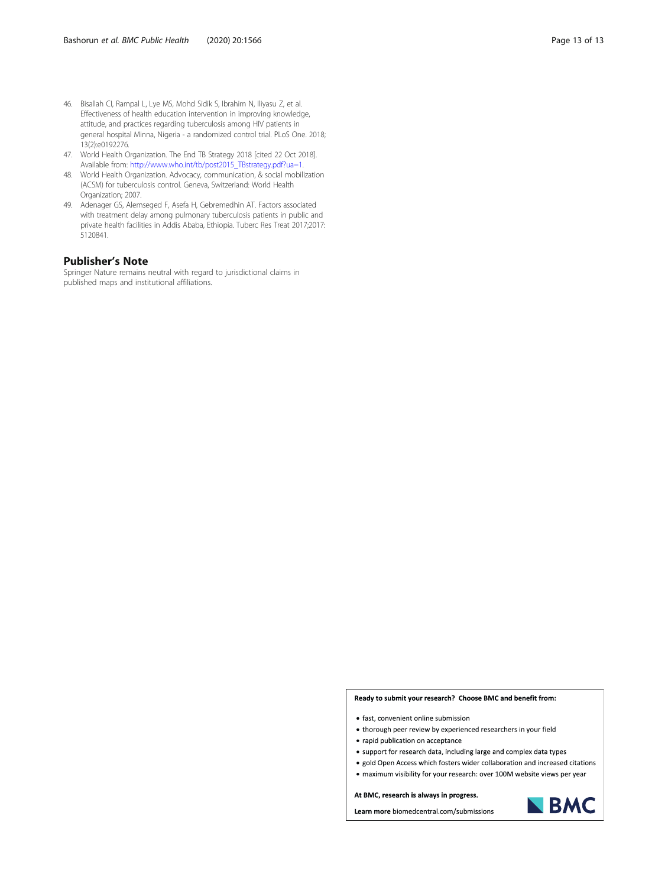46. Bisallah CI, Rampal L, Lye MS, Mohd Sidik S, Ibrahim N, Iliyasu Z, et al. Effectiveness of health education intervention in improving knowledge, attitude, and practices regarding tuberculosis among HIV patients in general hospital Minna, Nigeria - a randomized control trial. PLoS One. 2018; 13(2):e0192276.
47. World Health Organization. The End TB Strategy 2018 [cited 22 Oct 2018]. Available from: http://www.who.int/tb/post2015_TBstrategy.pdf?ua=1.
48. World Health Organization. Advocacy, communication, & social mobilization (ACSM) for tuberculosis control. Geneva, Switzerland: World Health Organization; 2007.
49. Adenager GS, Alemseged F, Asefa H, Gebremedhin AT. Factors associated with treatment delay among pulmonary tuberculosis patients in public and private health facilities in Addis Ababa, Ethiopia. Tuberc Res Treat 2017;2017: 5120841.

## Publisher's Note

Springer Nature remains neutral with regard to jurisdictional claims in published maps and institutional affiliations.

**Ready to submit your research? Choose BMC and benefit from:**

- fast, convenient online submission
- thorough peer review by experienced researchers in your field
- rapid publication on acceptance
- support for research data, including large and complex data types
- gold Open Access which fosters wider collaboration and increased citations
- maximum visibility for your research: over 100M website views per year

**At BMC, research is always in progress.**

**Learn more** biomedcentral.com/submissions

BMC